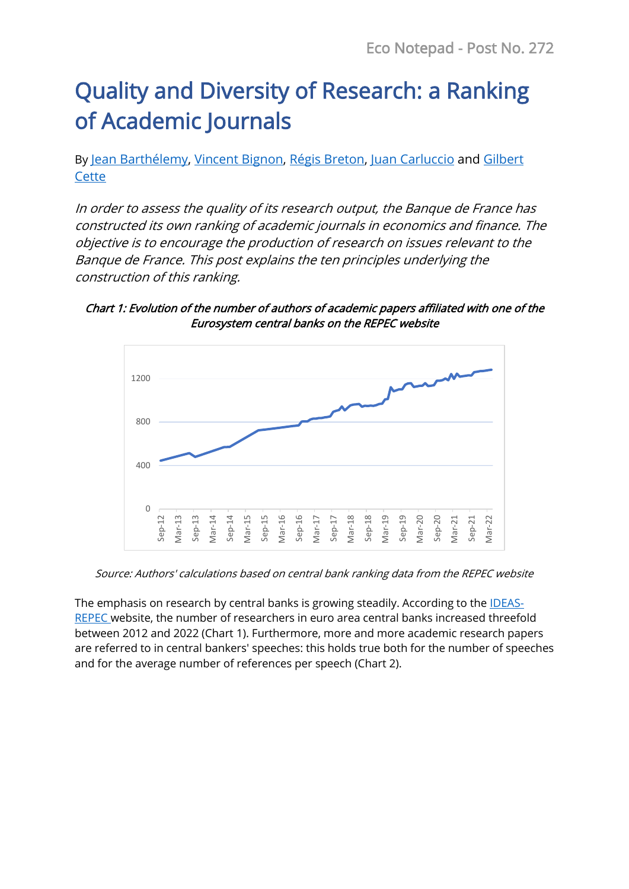# Quality and Diversity of Research: a Ranking of Academic Journals

By Jean Barthélemy, Vincent Bignon, Régis Breton, Juan Carluccio and Gilbert Cette

*In order to assess the quality of its research output, the Banque de France has constructed its own ranking of academic journals in economics and finance. The objective is to encourage the production of research on issues relevant to the Banque de France. This post explains the ten principles underlying the construction of this ranking.*

*Chart 1: Evolution of the number of authors of academic papers affiliated with one of the Eurosystem central banks on the REPEC website*

*Source: Authors' calculations based on central bank ranking data from the REPEC website*

The emphasis on research by central banks is growing steadily. According to the IDEAS-REPEC website, the number of researchers in euro area central banks increased threefold between 2012 and 2022 (Chart 1). Furthermore, more and more academic research papers are referred to in central bankers' speeches: this holds true both for the number of speeches and for the average number of references per speech (Chart 2).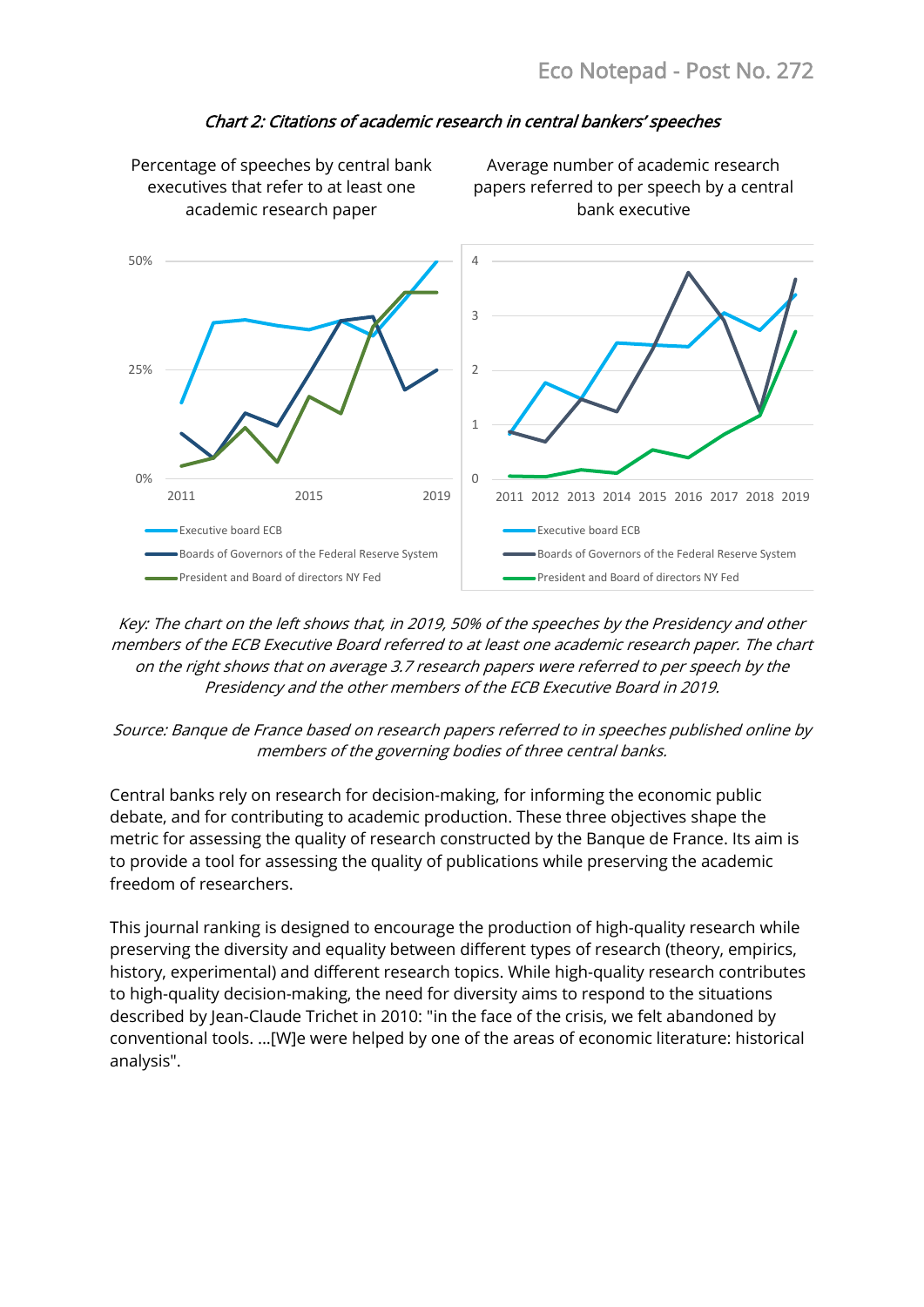*Chart 2: Citations of academic research in central bankers' speeches*

Percentage of speeches by central bank executives that refer to at least one academic research paper

Average number of academic research papers referred to per speech by a central bank executive

*Key: The chart on the left shows that, in 2019, 50% of the speeches by the Presidency and other members of the ECB Executive Board referred to at least one academic research paper. The chart on the right shows that on average 3.7 research papers were referred to per speech by the Presidency and the other members of the ECB Executive Board in 2019.*

*Source: Banque de France based on research papers referred to in speeches published online by members of the governing bodies of three central banks.*

Central banks rely on research for decision-making, for informing the economic public debate, and for contributing to academic production. These three objectives shape the metric for assessing the quality of research constructed by the Banque de France. Its aim is to provide a tool for assessing the quality of publications while preserving the academic freedom of researchers.

This journal ranking is designed to encourage the production of high-quality research while preserving the diversity and equality between different types of research (theory, empirics, history, experimental) and different research topics. While high-quality research contributes to high-quality decision-making, the need for diversity aims to respond to the situations described by Jean-Claude Trichet in 2010: "in the face of the crisis, we felt abandoned by conventional tools. ...[W]e were helped by one of the areas of economic literature: historical analysis".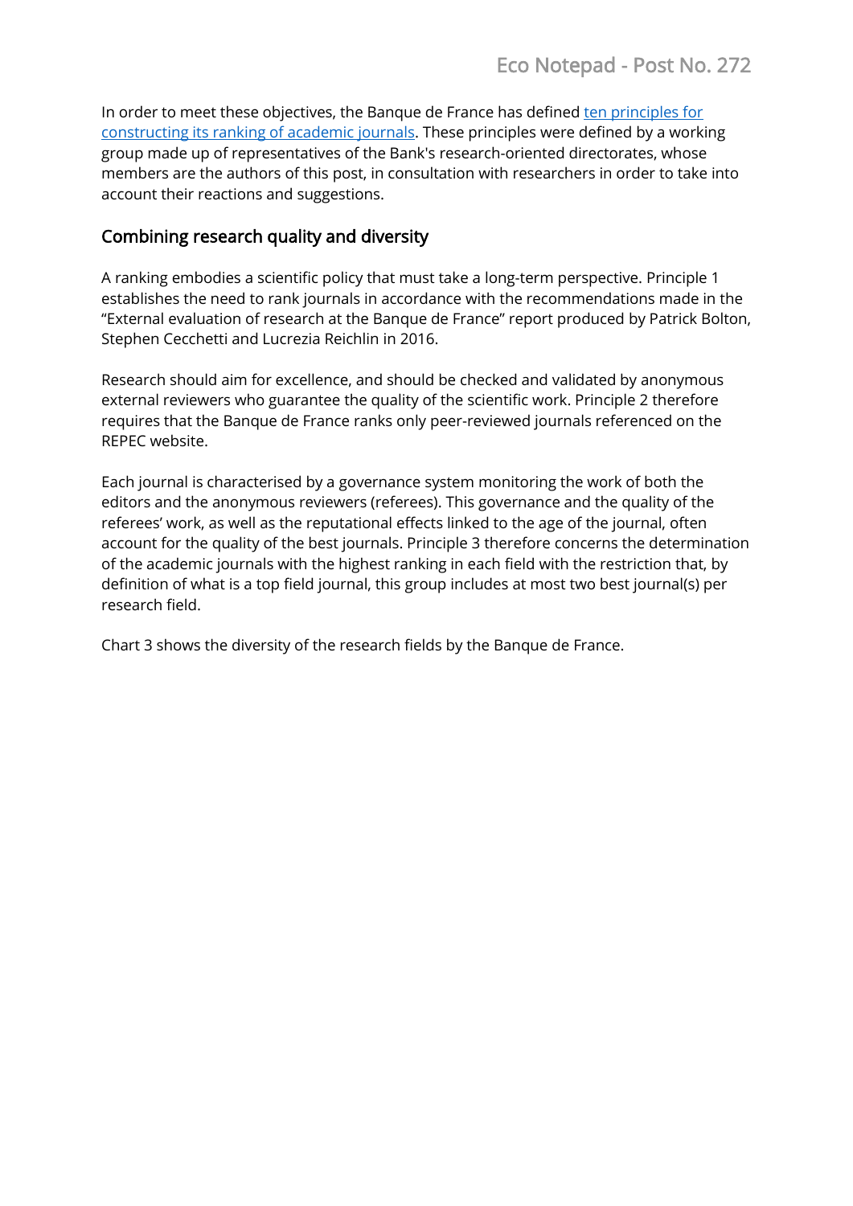In order to meet these objectives, the Banque de France has defined [ten principles for constructing its ranking of academic journals](). These principles were defined by a working group made up of representatives of the Bank's research-oriented directorates, whose members are the authors of this post, in consultation with researchers in order to take into account their reactions and suggestions.

## Combining research quality and diversity

A ranking embodies a scientific policy that must take a long-term perspective. Principle 1 establishes the need to rank journals in accordance with the recommendations made in the "External evaluation of research at the Banque de France" report produced by Patrick Bolton, Stephen Cecchetti and Lucrezia Reichlin in 2016.

Research should aim for excellence, and should be checked and validated by anonymous external reviewers who guarantee the quality of the scientific work. Principle 2 therefore requires that the Banque de France ranks only peer-reviewed journals referenced on the REPEC website.

Each journal is characterised by a governance system monitoring the work of both the editors and the anonymous reviewers (referees). This governance and the quality of the referees' work, as well as the reputational effects linked to the age of the journal, often account for the quality of the best journals. Principle 3 therefore concerns the determination of the academic journals with the highest ranking in each field with the restriction that, by definition of what is a top field journal, this group includes at most two best journal(s) per research field.

Chart 3 shows the diversity of the research fields by the Banque de France.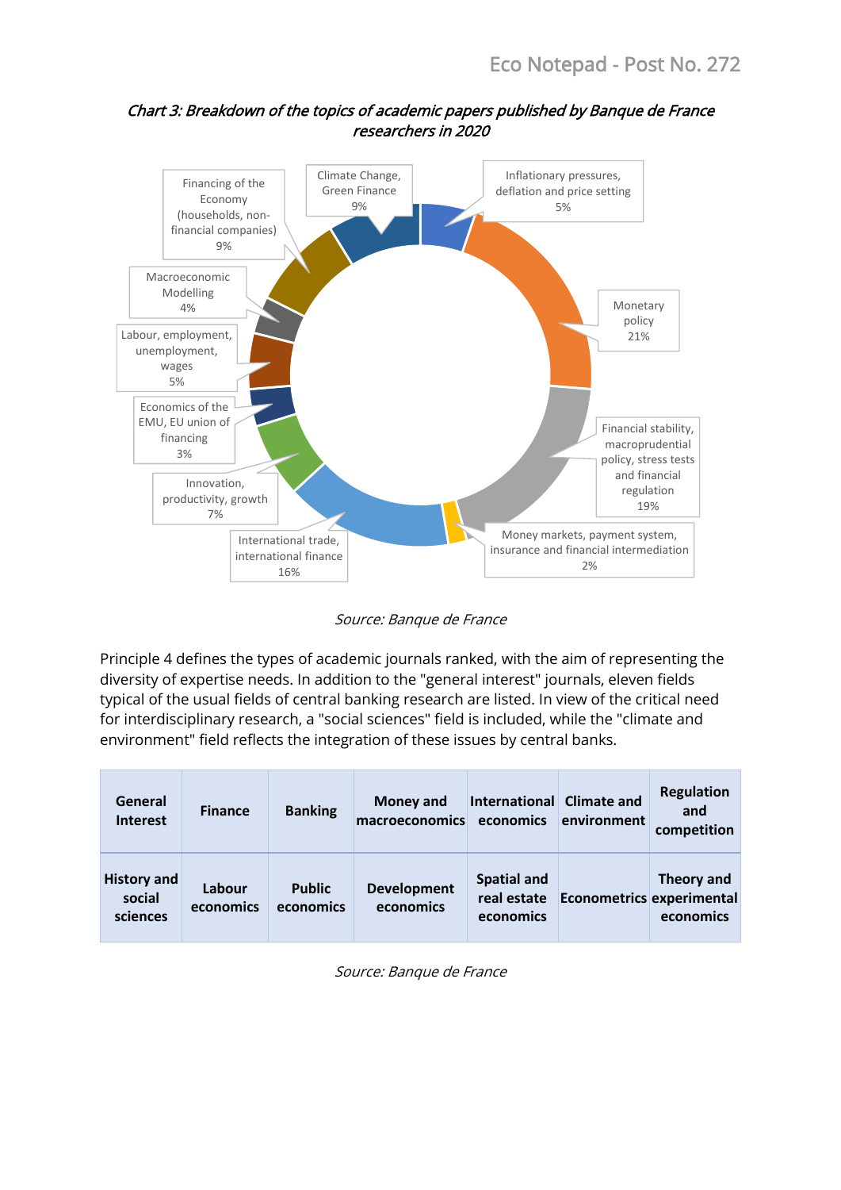*Chart 3: Breakdown of the topics of academic papers published by Banque de France researchers in 2020*

| Topic | Share |
|---|---|
| Inflationary pressures, deflation and price setting | 5% |
| Monetary policy | 21% |
| Financial stability, macroprudential policy, stress tests and financial regulation | 19% |
| Money markets, payment system, insurance and financial intermediation | 2% |
| International trade, international finance | 16% |
| Innovation, productivity, growth | 7% |
| Economics of the EMU, EU union of financing | 3% |
| Labour, employment, unemployment, wages | 5% |
| Macroeconomic Modelling | 4% |
| Financing of the Economy (households, non-financial companies) | 9% |
| Climate Change, Green Finance | 9% |

*Source: Banque de France*

Principle 4 defines the types of academic journals ranked, with the aim of representing the diversity of expertise needs. In addition to the "general interest" journals, eleven fields typical of the usual fields of central banking research are listed. In view of the critical need for interdisciplinary research, a "social sciences" field is included, while the "climate and environment" field reflects the integration of these issues by central banks.

| General Interest | Finance | Banking | Money and macroeconomics | International economics | Climate and environment | Regulation and competition |
|---|---|---|---|---|---|---|
| History and social sciences | Labour economics | Public economics | Development economics | Spatial and real estate economics | Econometrics | Theory and experimental economics |

*Source: Banque de France*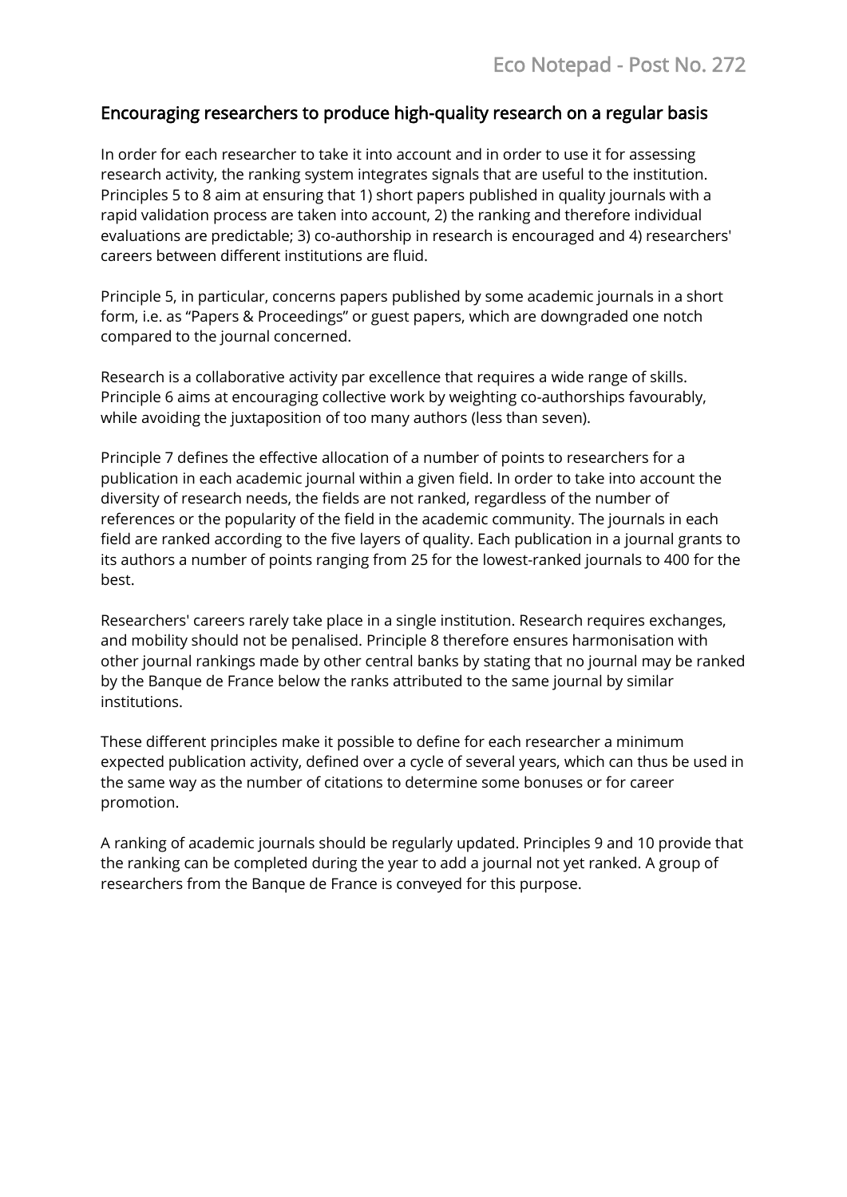## Encouraging researchers to produce high-quality research on a regular basis

In order for each researcher to take it into account and in order to use it for assessing research activity, the ranking system integrates signals that are useful to the institution. Principles 5 to 8 aim at ensuring that 1) short papers published in quality journals with a rapid validation process are taken into account, 2) the ranking and therefore individual evaluations are predictable; 3) co-authorship in research is encouraged and 4) researchers' careers between different institutions are fluid.

Principle 5, in particular, concerns papers published by some academic journals in a short form, i.e. as “Papers & Proceedings” or guest papers, which are downgraded one notch compared to the journal concerned.

Research is a collaborative activity par excellence that requires a wide range of skills. Principle 6 aims at encouraging collective work by weighting co-authorships favourably, while avoiding the juxtaposition of too many authors (less than seven).

Principle 7 defines the effective allocation of a number of points to researchers for a publication in each academic journal within a given field. In order to take into account the diversity of research needs, the fields are not ranked, regardless of the number of references or the popularity of the field in the academic community. The journals in each field are ranked according to the five layers of quality. Each publication in a journal grants to its authors a number of points ranging from 25 for the lowest-ranked journals to 400 for the best.

Researchers' careers rarely take place in a single institution. Research requires exchanges, and mobility should not be penalised. Principle 8 therefore ensures harmonisation with other journal rankings made by other central banks by stating that no journal may be ranked by the Banque de France below the ranks attributed to the same journal by similar institutions.

These different principles make it possible to define for each researcher a minimum expected publication activity, defined over a cycle of several years, which can thus be used in the same way as the number of citations to determine some bonuses or for career promotion.

A ranking of academic journals should be regularly updated. Principles 9 and 10 provide that the ranking can be completed during the year to add a journal not yet ranked. A group of researchers from the Banque de France is conveyed for this purpose.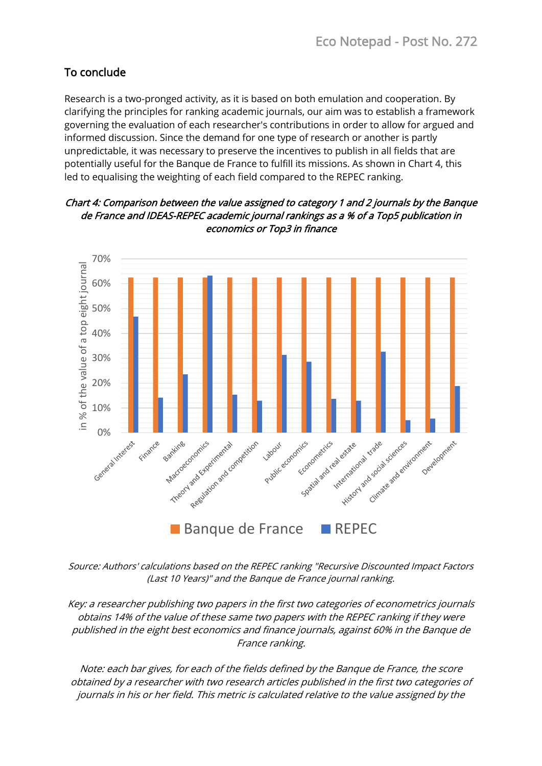## To conclude

Research is a two-pronged activity, as it is based on both emulation and cooperation. By clarifying the principles for ranking academic journals, our aim was to establish a framework governing the evaluation of each researcher's contributions in order to allow for argued and informed discussion. Since the demand for one type of research or another is partly unpredictable, it was necessary to preserve the incentives to publish in all fields that are potentially useful for the Banque de France to fulfill its missions. As shown in Chart 4, this led to equalising the weighting of each field compared to the REPEC ranking.

*Chart 4: Comparison between the value assigned to category 1 and 2 journals by the Banque de France and IDEAS-REPEC academic journal rankings as a % of a Top5 publication in economics or Top3 in finance*

*Source: Authors' calculations based on the REPEC ranking "Recursive Discounted Impact Factors (Last 10 Years)" and the Banque de France journal ranking.*

*Key: a researcher publishing two papers in the first two categories of econometrics journals obtains 14% of the value of these same two papers with the REPEC ranking if they were published in the eight best economics and finance journals, against 60% in the Banque de France ranking.*

*Note: each bar gives, for each of the fields defined by the Banque de France, the score obtained by a researcher with two research articles published in the first two categories of journals in his or her field. This metric is calculated relative to the value assigned by the*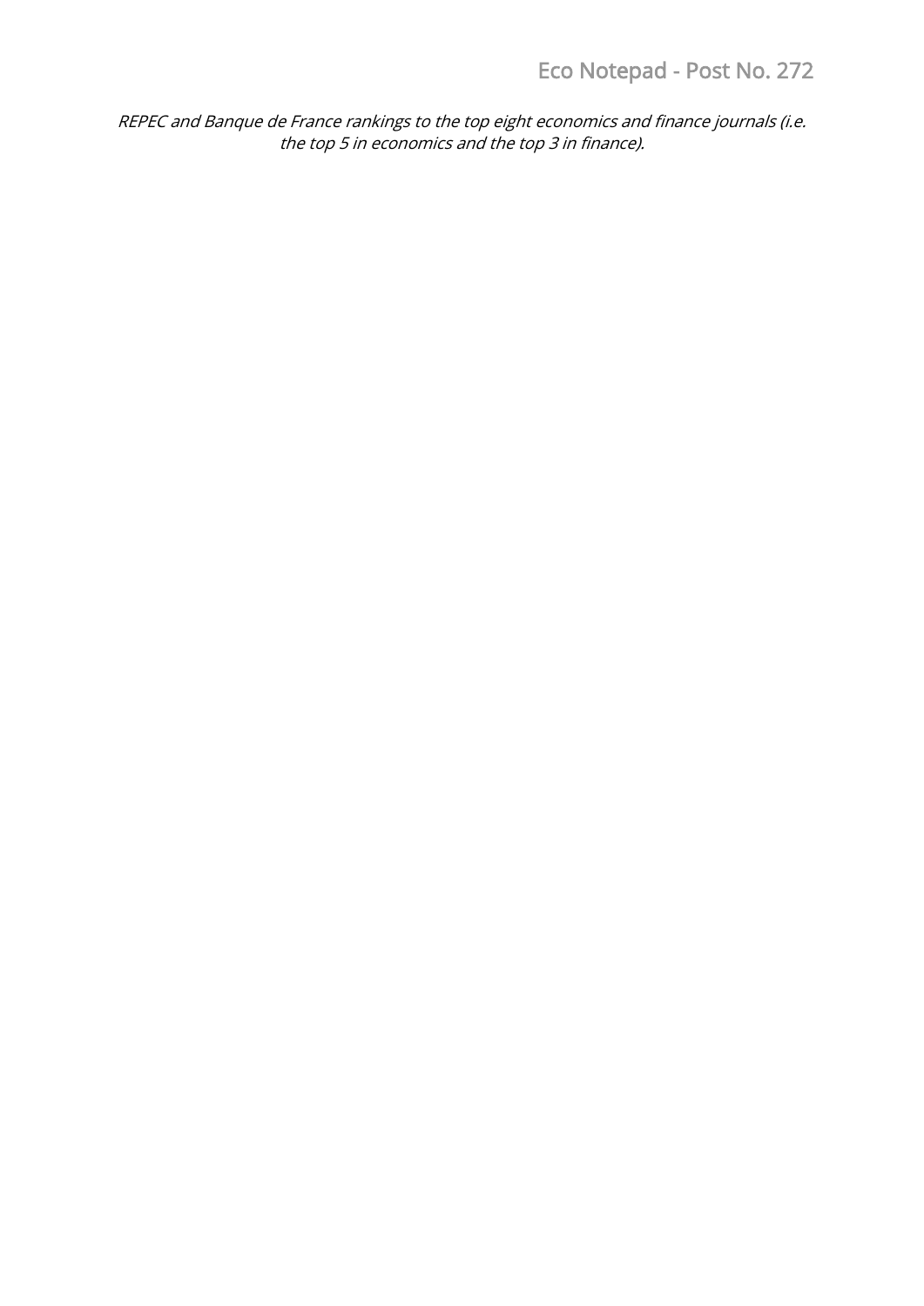*REPEC and Banque de France rankings to the top eight economics and finance journals (i.e. the top 5 in economics and the top 3 in finance).*